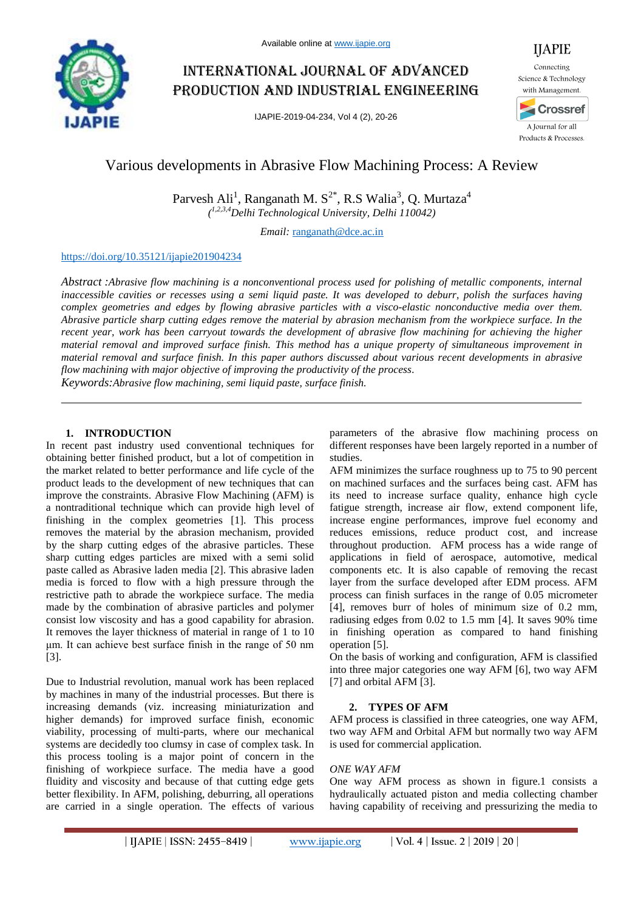Available online at www.ijapie.org

# International Journal of Advanced Production and Industrial Engineering

IJAPIE-2019-04-234, Vol 4 (2), 20-26

IJAPIE
Connecting Science & Technology with Management.
A Journal for all Products & Processes.

# Various developments in Abrasive Flow Machining Process: A Review

Parvesh Ali[1], Ranganath M. S[2*], R.S Walia[3], Q. Murtaza[4]

*([1,2,3,4]Delhi Technological University, Delhi 110042)*

*Email:* ranganath@dce.ac.in

https://doi.org/10.35121/ijapie201904234

*Abstract :Abrasive flow machining is a nonconventional process used for polishing of metallic components, internal inaccessible cavities or recesses using a semi liquid paste. It was developed to deburr, polish the surfaces having complex geometries and edges by flowing abrasive particles with a visco-elastic nonconductive media over them. Abrasive particle sharp cutting edges remove the material by abrasion mechanism from the workpiece surface. In the recent year, work has been carryout towards the development of abrasive flow machining for achieving the higher material removal and improved surface finish. This method has a unique property of simultaneous improvement in material removal and surface finish. In this paper authors discussed about various recent developments in abrasive flow machining with major objective of improving the productivity of the process.*

*Keywords:Abrasive flow machining, semi liquid paste, surface finish.*

---

## 1. INTRODUCTION

In recent past industry used conventional techniques for obtaining better finished product, but a lot of competition in the market related to better performance and life cycle of the product leads to the development of new techniques that can improve the constraints. Abrasive Flow Machining (AFM) is a nontraditional technique which can provide high level of finishing in the complex geometries [1]. This process removes the material by the abrasion mechanism, provided by the sharp cutting edges of the abrasive particles. These sharp cutting edges particles are mixed with a semi solid paste called as Abrasive laden media [2]. This abrasive laden media is forced to flow with a high pressure through the restrictive path to abrade the workpiece surface. The media made by the combination of abrasive particles and polymer consist low viscosity and has a good capability for abrasion. It removes the layer thickness of material in range of 1 to 10 µm. It can achieve best surface finish in the range of 50 nm [3].

Due to Industrial revolution, manual work has been replaced by machines in many of the industrial processes. But there is increasing demands (viz. increasing miniaturization and higher demands) for improved surface finish, economic viability, processing of multi-parts, where our mechanical systems are decidedly too clumsy in case of complex task. In this process tooling is a major point of concern in the finishing of workpiece surface. The media have a good fluidity and viscosity and because of that cutting edge gets better flexibility. In AFM, polishing, deburring, all operations are carried in a single operation. The effects of various parameters of the abrasive flow machining process on different responses have been largely reported in a number of studies.

AFM minimizes the surface roughness up to 75 to 90 percent on machined surfaces and the surfaces being cast. AFM has its need to increase surface quality, enhance high cycle fatigue strength, increase air flow, extend component life, increase engine performances, improve fuel economy and reduces emissions, reduce product cost, and increase throughout production. AFM process has a wide range of applications in field of aerospace, automotive, medical components etc. It is also capable of removing the recast layer from the surface developed after EDM process. AFM process can finish surfaces in the range of 0.05 micrometer [4], removes burr of holes of minimum size of 0.2 mm, radiusing edges from 0.02 to 1.5 mm [4]. It saves 90% time in finishing operation as compared to hand finishing operation [5].

On the basis of working and configuration, AFM is classified into three major categories one way AFM [6], two way AFM [7] and orbital AFM [3].

## 2. TYPES OF AFM

AFM process is classified in three cateogries, one way AFM, two way AFM and Orbital AFM but normally two way AFM is used for commercial application.

### *ONE WAY AFM*

One way AFM process as shown in figure.1 consists a hydraulically actuated piston and media collecting chamber having capability of receiving and pressurizing the media to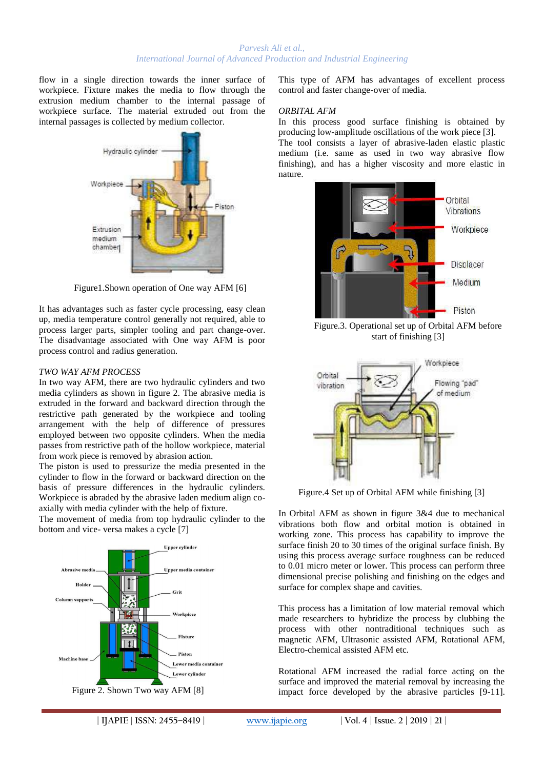flow in a single direction towards the inner surface of workpiece. Fixture makes the media to flow through the extrusion medium chamber to the internal passage of workpiece surface. The material extruded out from the internal passages is collected by medium collector.

Figure1.Shown operation of One way AFM [6]

It has advantages such as faster cycle processing, easy clean up, media temperature control generally not required, able to process larger parts, simpler tooling and part change-over. The disadvantage associated with One way AFM is poor process control and radius generation.

*TWO WAY AFM PROCESS*

In two way AFM, there are two hydraulic cylinders and two media cylinders as shown in figure 2. The abrasive media is extruded in the forward and backward direction through the restrictive path generated by the workpiece and tooling arrangement with the help of difference of pressures employed between two opposite cylinders. When the media passes from restrictive path of the hollow workpiece, material from work piece is removed by abrasion action.

The piston is used to pressurize the media presented in the cylinder to flow in the forward or backward direction on the basis of pressure differences in the hydraulic cylinders. Workpiece is abraded by the abrasive laden medium align co-axially with media cylinder with the help of fixture.

The movement of media from top hydraulic cylinder to the bottom and vice- versa makes a cycle [7]

Figure 2. Shown Two way AFM [8]

This type of AFM has advantages of excellent process control and faster change-over of media.

*ORBITAL AFM*

In this process good surface finishing is obtained by producing low-amplitude oscillations of the work piece [3].

The tool consists a layer of abrasive-laden elastic plastic medium (i.e. same as used in two way abrasive flow finishing), and has a higher viscosity and more elastic in nature.

Figure.3. Operational set up of Orbital AFM before start of finishing [3]

Figure.4 Set up of Orbital AFM while finishing [3]

In Orbital AFM as shown in figure 3&4 due to mechanical vibrations both flow and orbital motion is obtained in working zone. This process has capability to improve the surface finish 20 to 30 times of the original surface finish. By using this process average surface roughness can be reduced to 0.01 micro meter or lower. This process can perform three dimensional precise polishing and finishing on the edges and surface for complex shape and cavities.

This process has a limitation of low material removal which made researchers to hybridize the process by clubbing the process with other nontraditional techniques such as magnetic AFM, Ultrasonic assisted AFM, Rotational AFM, Electro-chemical assisted AFM etc.

Rotational AFM increased the radial force acting on the surface and improved the material removal by increasing the impact force developed by the abrasive particles [9-11].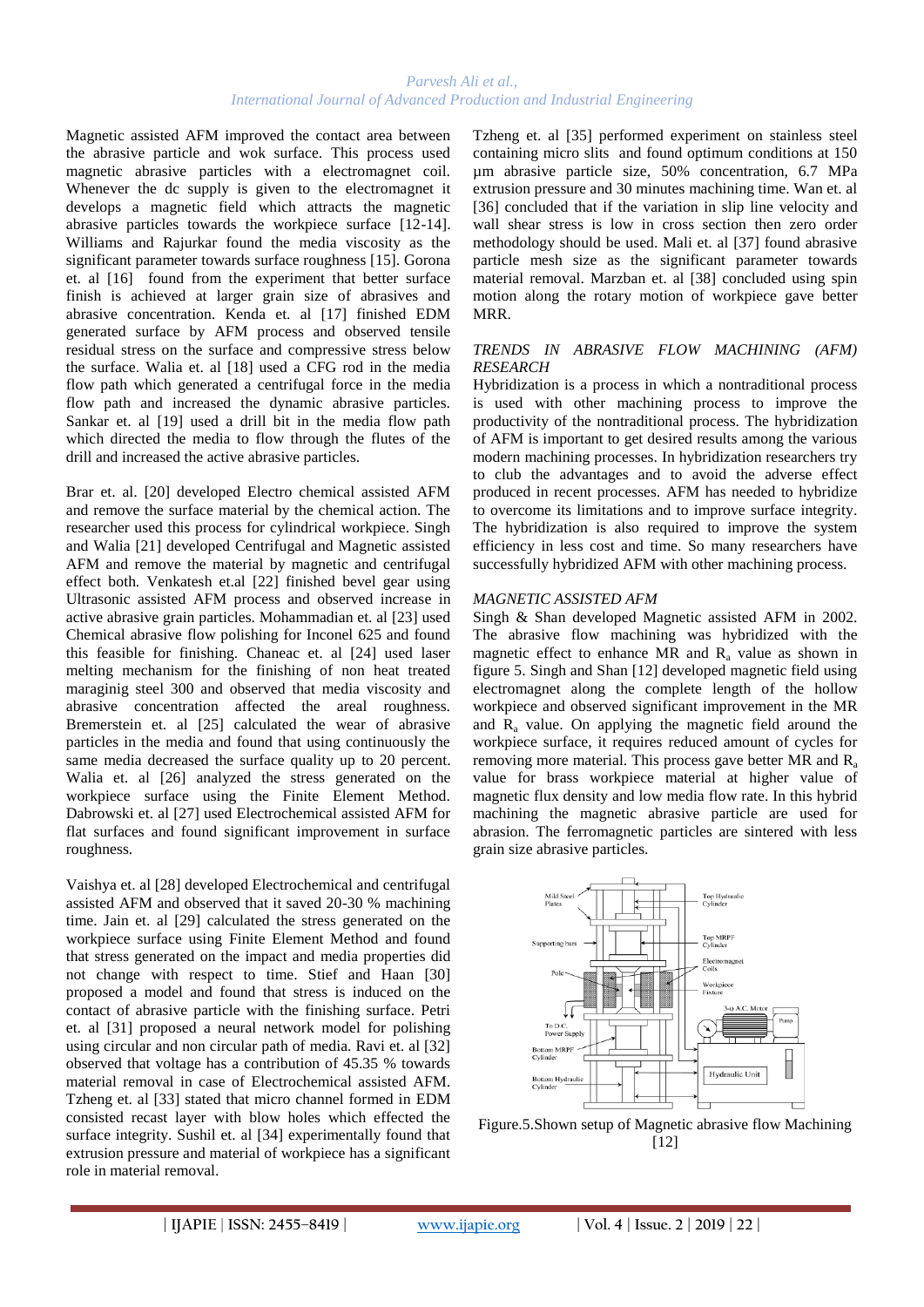Magnetic assisted AFM improved the contact area between the abrasive particle and wok surface. This process used magnetic abrasive particles with a electromagnet coil. Whenever the dc supply is given to the electromagnet it develops a magnetic field which attracts the magnetic abrasive particles towards the workpiece surface [12-14]. Williams and Rajurkar found the media viscosity as the significant parameter towards surface roughness [15]. Gorona et. al [16] found from the experiment that better surface finish is achieved at larger grain size of abrasives and abrasive concentration. Kenda et. al [17] finished EDM generated surface by AFM process and observed tensile residual stress on the surface and compressive stress below the surface. Walia et. al [18] used a CFG rod in the media flow path which generated a centrifugal force in the media flow path and increased the dynamic abrasive particles. Sankar et. al [19] used a drill bit in the media flow path which directed the media to flow through the flutes of the drill and increased the active abrasive particles.

Brar et. al. [20] developed Electro chemical assisted AFM and remove the surface material by the chemical action. The researcher used this process for cylindrical workpiece. Singh and Walia [21] developed Centrifugal and Magnetic assisted AFM and remove the material by magnetic and centrifugal effect both. Venkatesh et.al [22] finished bevel gear using Ultrasonic assisted AFM process and observed increase in active abrasive grain particles. Mohammadian et. al [23] used Chemical abrasive flow polishing for Inconel 625 and found this feasible for finishing. Chaneac et. al [24] used laser melting mechanism for the finishing of non heat treated maraginig steel 300 and observed that media viscosity and abrasive concentration affected the areal roughness. Bremerstein et. al [25] calculated the wear of abrasive particles in the media and found that using continuously the same media decreased the surface quality up to 20 percent. Walia et. al [26] analyzed the stress generated on the workpiece surface using the Finite Element Method. Dabrowski et. al [27] used Electrochemical assisted AFM for flat surfaces and found significant improvement in surface roughness.

Vaishya et. al [28] developed Electrochemical and centrifugal assisted AFM and observed that it saved 20-30 % machining time. Jain et. al [29] calculated the stress generated on the workpiece surface using Finite Element Method and found that stress generated on the impact and media properties did not change with respect to time. Stief and Haan [30] proposed a model and found that stress is induced on the contact of abrasive particle with the finishing surface. Petri et. al [31] proposed a neural network model for polishing using circular and non circular path of media. Ravi et. al [32] observed that voltage has a contribution of 45.35 % towards material removal in case of Electrochemical assisted AFM. Tzheng et. al [33] stated that micro channel formed in EDM consisted recast layer with blow holes which effected the surface integrity. Sushil et. al [34] experimentally found that extrusion pressure and material of workpiece has a significant role in material removal.

Tzheng et. al [35] performed experiment on stainless steel containing micro slits and found optimum conditions at 150 µm abrasive particle size, 50% concentration, 6.7 MPa extrusion pressure and 30 minutes machining time. Wan et. al [36] concluded that if the variation in slip line velocity and wall shear stress is low in cross section then zero order methodology should be used. Mali et. al [37] found abrasive particle mesh size as the significant parameter towards material removal. Marzban et. al [38] concluded using spin motion along the rotary motion of workpiece gave better MRR.

### *TRENDS IN ABRASIVE FLOW MACHINING (AFM) RESEARCH*

Hybridization is a process in which a nontraditional process is used with other machining process to improve the productivity of the nontraditional process. The hybridization of AFM is important to get desired results among the various modern machining processes. In hybridization researchers try to club the advantages and to avoid the adverse effect produced in recent processes. AFM has needed to hybridize to overcome its limitations and to improve surface integrity. The hybridization is also required to improve the system efficiency in less cost and time. So many researchers have successfully hybridized AFM with other machining process.

### *MAGNETIC ASSISTED AFM*

Singh & Shan developed Magnetic assisted AFM in 2002. The abrasive flow machining was hybridized with the magnetic effect to enhance MR and $R_a$ value as shown in figure 5. Singh and Shan [12] developed magnetic field using electromagnet along the complete length of the hollow workpiece and observed significant improvement in the MR and $R_a$ value. On applying the magnetic field around the workpiece surface, it requires reduced amount of cycles for removing more material. This process gave better MR and $R_a$ value for brass workpiece material at higher value of magnetic flux density and low media flow rate. In this hybrid machining the magnetic abrasive particle are used for abrasion. The ferromagnetic particles are sintered with less grain size abrasive particles.

Figure.5.Shown setup of Magnetic abrasive flow Machining [12]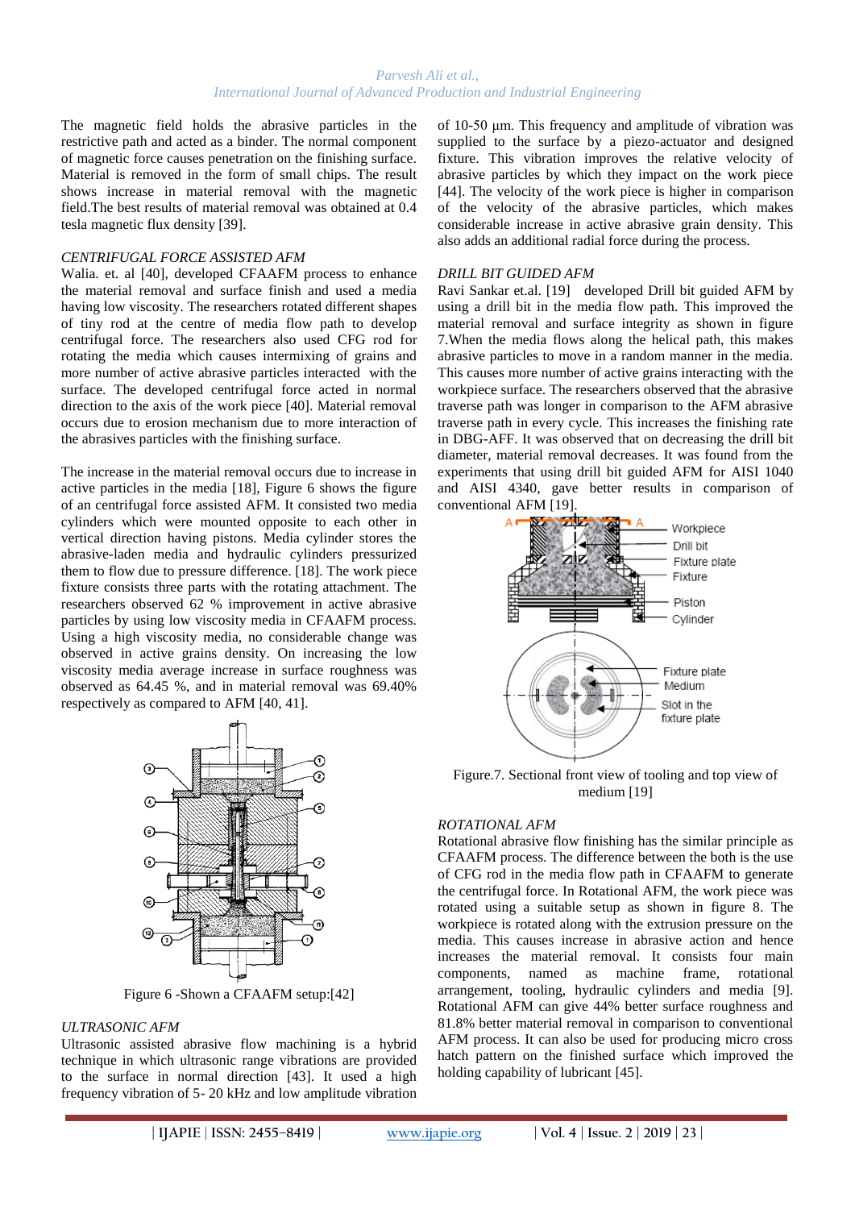The magnetic field holds the abrasive particles in the restrictive path and acted as a binder. The normal component of magnetic force causes penetration on the finishing surface. Material is removed in the form of small chips. The result shows increase in material removal with the magnetic field.The best results of material removal was obtained at 0.4 tesla magnetic flux density [39].

*CENTRIFUGAL FORCE ASSISTED AFM*

Walia. et. al [40], developed CFAAFM process to enhance the material removal and surface finish and used a media having low viscosity. The researchers rotated different shapes of tiny rod at the centre of media flow path to develop centrifugal force. The researchers also used CFG rod for rotating the media which causes intermixing of grains and more number of active abrasive particles interacted with the surface. The developed centrifugal force acted in normal direction to the axis of the work piece [40]. Material removal occurs due to erosion mechanism due to more interaction of the abrasives particles with the finishing surface.

The increase in the material removal occurs due to increase in active particles in the media [18], Figure 6 shows the figure of an centrifugal force assisted AFM. It consisted two media cylinders which were mounted opposite to each other in vertical direction having pistons. Media cylinder stores the abrasive-laden media and hydraulic cylinders pressurized them to flow due to pressure difference. [18]. The work piece fixture consists three parts with the rotating attachment. The researchers observed that 62 % improvement in active abrasive particles by using low viscosity media in CFAAFM process. Using a high viscosity media, no considerable change was observed in active grains density. On increasing the low viscosity media average increase in surface roughness was observed as 64.45 %, and in material removal was 69.40% respectively as compared to AFM [40, 41].

Figure 6 -Shown a CFAAFM setup:[42]

*ULTRASONIC AFM*

Ultrasonic assisted abrasive flow machining is a hybrid technique in which ultrasonic range vibrations are provided to the surface in normal direction [43]. It used a high frequency vibration of 5- 20 kHz and low amplitude vibration of 10-50 µm. This frequency and amplitude of vibration was supplied to the surface by a piezo-actuator and designed fixture. This vibration improves the relative velocity of abrasive particles by which they impact on the work piece [44]. The velocity of the work piece is higher in comparison of the velocity of the abrasive particles, which makes considerable increase in active abrasive grain density. This also adds an additional radial force during the process.

*DRILL BIT GUIDED AFM*

Ravi Sankar et.al. [19] developed Drill bit guided AFM by using a drill bit in the media flow path. This improved the material removal and surface integrity as shown in figure 7.When the media flows along the helical path, this makes abrasive particles to move in a random manner in the media. This causes more number of active grains interacting with the workpiece surface. The researchers observed that the abrasive traverse path was longer in comparison to the AFM abrasive traverse path in every cycle. This increases the finishing rate in DBG-AFF. It was observed that on decreasing the drill bit diameter, material removal decreases. It was found from the experiments that using drill bit guided AFM for AISI 1040 and AISI 4340, gave better results in comparison of conventional AFM [19].

Figure.7. Sectional front view of tooling and top view of medium [19]

*ROTATIONAL AFM*

Rotational abrasive flow finishing has the similar principle as CFAAFM process. The difference between the both is the use of CFG rod in the media flow path in CFAAFM to generate the centrifugal force. In Rotational AFM, the work piece was rotated using a suitable setup as shown in figure 8. The workpiece is rotated along with the extrusion pressure on the media. This causes increase in abrasive action and hence increases the material removal. It consists four main components, named as machine frame, rotational arrangement, tooling, hydraulic cylinders and media [9]. Rotational AFM can give 44% better surface roughness and 81.8% better material removal in comparison to conventional AFM process. It can also be used for producing micro cross hatch pattern on the finished surface which improved the holding capability of lubricant [45].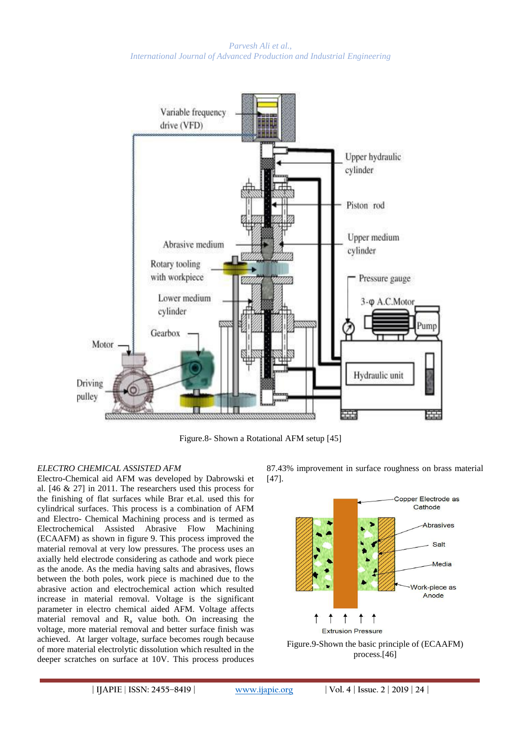Figure.8- Shown a Rotational AFM setup [45]

*ELECTRO CHEMICAL ASSISTED AFM*

Electro-Chemical aid AFM was developed by Dabrowski et al. [46 & 27] in 2011. The researchers used this process for the finishing of flat surfaces while Brar et.al. used this for cylindrical surfaces. This process is a combination of AFM and Electro- Chemical Machining process and is termed as Electrochemical Assisted Abrasive Flow Machining (ECAAFM) as shown in figure 9. This process improved the material removal at very low pressures. The process uses an axially held electrode considering as cathode and work piece as the anode. As the media having salts and abrasives, flows between the both poles, work piece is machined due to the abrasive action and electrochemical action which resulted increase in material removal. Voltage is the significant parameter in electro chemical aided AFM. Voltage affects material removal and $R_a$ value both. On increasing the voltage, more material removal and better surface finish was achieved. At larger voltage, surface becomes rough because of more material electrolytic dissolution which resulted in the deeper scratches on surface at 10V. This process produces 87.43% improvement in surface roughness on brass material [47].

Figure.9-Shown the basic principle of (ECAAFM) process.[46]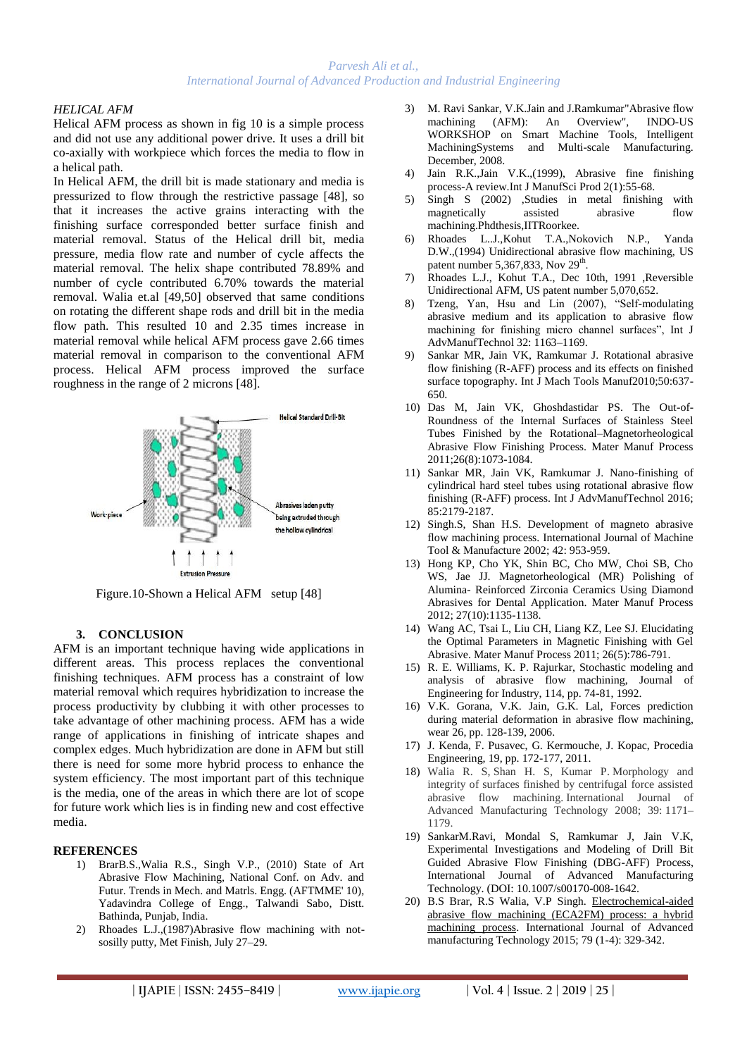*HELICAL AFM*

Helical AFM process as shown in fig 10 is a simple process and did not use any additional power drive. It uses a drill bit co-axially with workpiece which forces the media to flow in a helical path.

In Helical AFM, the drill bit is made stationary and media is pressurized to flow through the restrictive passage [48], so that it increases the active grains interacting with the finishing surface corresponded better surface finish and material removal. Status of the Helical drill bit, media pressure, media flow rate and number of cycle affects the material removal. The helix shape contributed 78.89% and number of cycle contributed 6.70% towards the material removal. Walia et.al [49,50] observed that same conditions on rotating the different shape rods and drill bit in the media flow path. This resulted 10 and 2.35 times increase in material removal while helical AFM process gave 2.66 times material removal in comparison to the conventional AFM process. Helical AFM process improved the surface roughness in the range of 2 microns [48].

Figure.10-Shown a Helical AFM setup [48]

## 3. CONCLUSION

AFM is an important technique having wide applications in different areas. This process replaces the conventional finishing techniques. AFM process has a constraint of low material removal which requires hybridization to increase the process productivity by clubbing it with other processes to take advantage of other machining process. AFM has a wide range of applications in finishing of intricate shapes and complex edges. Much hybridization are done in AFM but still there is need for some more hybrid process to enhance the system efficiency. The most important part of this technique is the media, one of the areas in which there are lot of scope for future work which lies is in finding new and cost effective media.

## REFERENCES

1) BrarB.S.,Walia R.S., Singh V.P., (2010) State of Art Abrasive Flow Machining, National Conf. on Adv. and Futur. Trends in Mech. and Matrls. Engg. (AFTMME' 10), Yadavindra College of Engg., Talwandi Sabo, Distt. Bathinda, Punjab, India.
2) Rhoades L.J.,(1987)Abrasive flow machining with not-sosilly putty, Met Finish, July 27–29.
3) M. Ravi Sankar, V.K.Jain and J.Ramkumar"Abrasive flow machining (AFM): An Overview", INDO-US WORKSHOP on Smart Machine Tools, Intelligent MachiningSystems and Multi-scale Manufacturing. December, 2008.
4) Jain R.K.,Jain V.K.,(1999), Abrasive fine finishing process-A review.Int J ManufSci Prod 2(1):55-68.
5) Singh S (2002) ,Studies in metal finishing with magnetically assisted abrasive flow machining.Phdthesis,IITRoorkee.
6) Rhoades L..J.,Kohut T.A.,Nokovich N.P., Yanda D.W.,(1994) Unidirectional abrasive flow machining, US patent number 5,367,833, Nov 29th.
7) Rhoades L.J., Kohut T.A., Dec 10th, 1991 ,Reversible Unidirectional AFM, US patent number 5,070,652.
8) Tzeng, Yan, Hsu and Lin (2007), "Self-modulating abrasive medium and its application to abrasive flow machining for finishing micro channel surfaces", Int J AdvManufTechnol 32: 1163–1169.
9) Sankar MR, Jain VK, Ramkumar J. Rotational abrasive flow finishing (R-AFF) process and its effects on finished surface topography. Int J Mach Tools Manuf2010;50:637-650.
10) Das M, Jain VK, Ghoshdastidar PS. The Out-of-Roundness of the Internal Surfaces of Stainless Steel Tubes Finished by the Rotational–Magnetorheological Abrasive Flow Finishing Process. Mater Manuf Process 2011;26(8):1073-1084.
11) Sankar MR, Jain VK, Ramkumar J. Nano-finishing of cylindrical hard steel tubes using rotational abrasive flow finishing (R-AFF) process. Int J AdvManufTechnol 2016; 85:2179-2187.
12) Singh.S, Shan H.S. Development of magneto abrasive flow machining process. International Journal of Machine Tool & Manufacture 2002; 42: 953-959.
13) Hong KP, Cho YK, Shin BC, Cho MW, Choi SB, Cho WS, Jae JJ. Magnetorheological (MR) Polishing of Alumina- Reinforced Zirconia Ceramics Using Diamond Abrasives for Dental Application. Mater Manuf Process 2012; 27(10):1135-1138.
14) Wang AC, Tsai L, Liu CH, Liang KZ, Lee SJ. Elucidating the Optimal Parameters in Magnetic Finishing with Gel Abrasive. Mater Manuf Process 2011; 26(5):786-791.
15) R. E. Williams, K. P. Rajurkar, Stochastic modeling and analysis of abrasive flow machining, Journal of Engineering for Industry, 114, pp. 74-81, 1992.
16) V.K. Gorana, V.K. Jain, G.K. Lal, Forces prediction during material deformation in abrasive flow machining, wear 26, pp. 128-139, 2006.
17) J. Kenda, F. Pusavec, G. Kermouche, J. Kopac, Procedia Engineering, 19, pp. 172-177, 2011.
18) Walia R. S, Shan H. S, Kumar P. Morphology and integrity of surfaces finished by centrifugal force assisted abrasive flow machining. International Journal of Advanced Manufacturing Technology 2008; 39: 1171–1179.
19) SankarM.Ravi, Mondal S, Ramkumar J, Jain V.K, Experimental Investigations and Modeling of Drill Bit Guided Abrasive Flow Finishing (DBG-AFF) Process, International Journal Advanced Manufacturing Technology. (DOI: 10.1007/s00170-008-1642.
20) B.S Brar, R.S Walia, V.P Singh. Electrochemical-aided abrasive flow machining (ECA2FM) process: a hybrid machining process. International Journal of Advanced manufacturing Technology 2015; 79 (1-4): 329-342.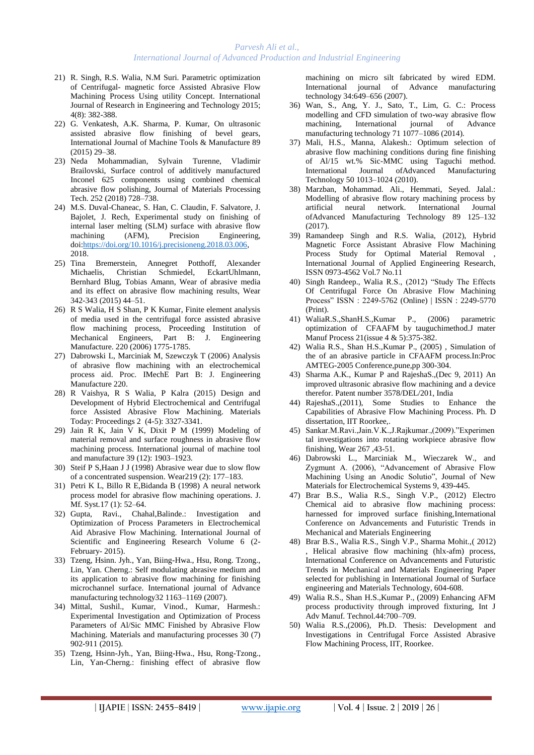21) R. Singh, R.S. Walia, N.M Suri. Parametric optimization of Centrifugal- magnetic force Assisted Abrasive Flow Machining Process Using utility Concept. International Journal of Research in Engineering and Technology 2015; 4(8): 382-388.
22) G. Venkatesh, A.K. Sharma, P. Kumar, On ultrasonic assisted abrasive flow finishing of bevel gears, International Journal of Machine Tools & Manufacture 89 (2015) 29–38.
23) Neda Mohammadian, Sylvain Turenne, Vladimir Brailovski, Surface control of additively manufactured Inconel 625 components using combined chemical abrasive flow polishing, Journal of Materials Processing Tech. 252 (2018) 728–738.
24) M.S. Duval-Chaneac, S. Han, C. Claudin, F. Salvatore, J. Bajolet, J. Rech, Experimental study on finishing of internal laser melting (SLM) surface with abrasive flow machining (AFM), Precision Engineering, doi:https://doi.org/10.1016/j.precisioneng.2018.03.006, 2018.
25) Tina Bremerstein, Annegret Potthoff, Alexander Michaelis, Christian Schmiedel, EckartUhlmann, Bernhard Blug, Tobias Amann, Wear of abrasive media and its effect on abrasive flow machining results, Wear 342-343 (2015) 44–51.
26) R S Walia, H S Shan, P K Kumar, Finite element analysis of media used in the centrifugal force assisted abrasive flow machining process, Proceeding Institution of Mechanical Engineers, Part B: J. Engineering Manufacture. 220 (2006) 1775-1785.
27) Dabrowski L, Marciniak M, Szewczyk T (2006) Analysis of abrasive flow machining with an electrochemical process aid. Proc. IMechE Part B: J. Engineering Manufacture 220.
28) R Vaishya, R S Walia, P Kalra (2015) Design and Development of Hybrid Electrochemical and Centrifugal force Assisted Abrasive Flow Machining. Materials Today: Proceedings 2 (4-5): 3327-3341.
29) Jain R K, Jain V K, Dixit P M (1999) Modeling of material removal and surface roughness in abrasive flow machining process. International journal of machine tool and manufacture 39 (12): 1903–1923.
30) Steif P S,Haan J J (1998) Abrasive wear due to slow flow of a concentrated suspension. Wear219 (2): 177–183.
31) Petri K L, Billo R E,Bidanda B (1998) A neural network process model for abrasive flow machining operations. J. Mf. Syst.17 (1): 52–64.
32) Gupta, Ravi., Chahal,Balinde.: Investigation and Optimization of Process Parameters in Electrochemical Aid Abrasive Flow Machining. International Journal of Scientific and Engineering Research Volume 6 (2-February- 2015).
33) Tzeng, Hsinn. Jyh., Yan, Biing-Hwa., Hsu, Rong. Tzong., Lin, Yan. Cherng.: Self modulating abrasive medium and its application to abrasive flow machining for finishing microchannel surface. International journal of Advance manufacturing technology32 1163–1169 (2007).
34) Mittal, Sushil., Kumar, Vinod., Kumar, Harmesh.: Experimental Investigation and Optimization of Process Parameters of Al/Sic MMC Finished by Abrasive Flow Machining. Materials and manufacturing processes 30 (7) 902-911 (2015).
35) Tzeng, Hsinn-Jyh., Yan, Biing-Hwa., Hsu, Rong-Tzong., Lin, Yan-Cherng.: finishing effect of abrasive flow machining on micro silt fabricated by wired EDM. International journal of Advance manufacturing technology 34:649–656 (2007).
36) Wan, S., Ang, Y. J., Sato, T., Lim, G. C.: Process modelling and CFD simulation of two-way abrasive flow machining, International journal of Advance manufacturing technology 71 1077–1086 (2014).
37) Mali, H.S., Manna, Alakesh.: Optimum selection of abrasive flow machining conditions during fine finishing of Al/15 wt.% Sic-MMC using Taguchi method. International Journal ofAdvanced Manufacturing Technology 50 1013–1024 (2010).
38) Marzban, Mohammad. Ali., Hemmati, Seyed. Jalal.: Modelling of abrasive flow rotary machining process by artificial neural network. International Journal ofAdvanced Manufacturing Technology 89 125–132 (2017).
39) Ramandeep Singh and R.S. Walia, (2012), Hybrid Magnetic Force Assistant Abrasive Flow Machining Process Study for Optimal Material Removal , International Journal of Applied Engineering Research, ISSN 0973-4562 Vol.7 No.11
40) Singh Randeep., Walia R.S., (2012) "Study The Effects Of Centrifugal Force On Abrasive Flow Machining Process" ISSN : 2249-5762 (Online) | ISSN : 2249-5770 (Print).
41) WaliaR.S.,ShanH.S.,Kumar P., (2006) parametric optimization of CFAAFM by tauguchimethod.J mater Manuf Process 21(issue 4 & 5):375-382.
42) Walia R.S., Shan H.S.,Kumar P., (2005) , Simulation of the of an abrasive particle in CFAAFM process.In:Proc AMTEG-2005 Conference,pune,pp 300-304.
43) Sharma A.K., Kumar P and RajeshaS.,(Dec 9, 2011) An improved ultrasonic abrasive flow machining and a device therefor. Patent number 3578/DEL/201, India
44) RajeshaS.,(2011), Some Studies to Enhance the Capabilities of Abrasive Flow Machining Process. Ph. D dissertation, IIT Roorkee,.
45) Sankar.M.Ravi.,Jain.V.K.,J.Rajkumar.,(2009)."Experimental investigations into rotating workpiece abrasive flow finishing, Wear 267 ,43-51.
46) Dabrowski L., Marciniak M., Wieczarek W., and Zygmunt A. (2006), "Advancement of Abrasive Flow Machining Using an Anodic Solutio", Journal of New Materials for Electrochemical Systems 9, 439-445.
47) Brar B.S., Walia R.S., Singh V.P., (2012) Electro Chemical aid to abrasive flow machining process: harnessed for improved surface finishing,International Conference on Advancements and Futuristic Trends in Mechanical and Materials Engineering
48) Brar B.S., Walia R.S., Singh V.P., Sharma Mohit.,( 2012) , Helical abrasive flow machining (hlx-afm) process, International Conference on Advancements and Futuristic Trends in Mechanical and Materials Engineering Paper selected for publishing in International Journal of Surface engineering and Materials Technology, 604-608.
49) Walia R.S., Shan H.S.,Kumar P., (2009) Enhancing AFM process productivity through improved fixturing, Int J Adv Manuf. Technol.44:700–709.
50) Walia R.S.,(2006), Ph.D. Thesis: Development and Investigations in Centrifugal Force Assisted Abrasive Flow Machining Process, IIT, Roorkee.